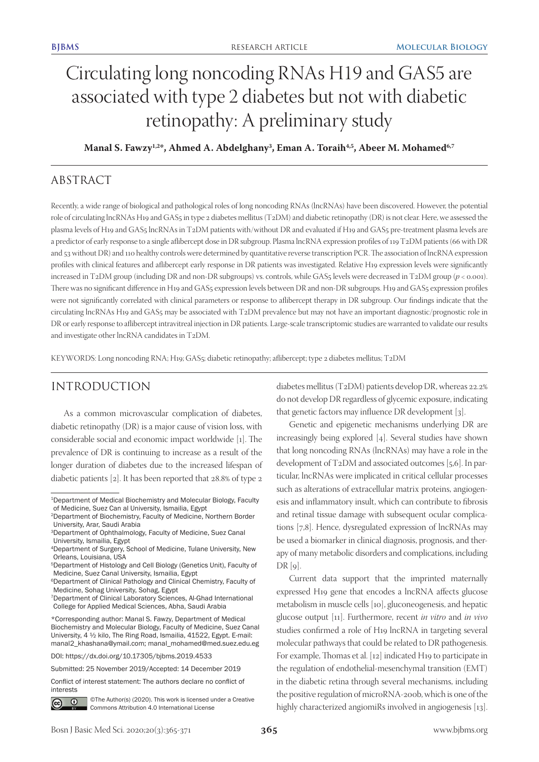# Circulating long noncoding RNAs H19 and GAS5 are associated with type 2 diabetes but not with diabetic retinopathy: A preliminary study

**Manal S. Fawzy[1,2*], Ahmed A. Abdelghany[3], Eman A. Toraih[4,5], Abeer M. Mohamed[6,7]**

## ABSTRACT

Recently, a wide range of biological and pathological roles of long noncoding RNAs (lncRNAs) have been discovered. However, the potential role of circulating lncRNAs H19 and GAS5 in type 2 diabetes mellitus (T2DM) and diabetic retinopathy (DR) is not clear. Here, we assessed the plasma levels of H19 and GAS5 lncRNAs in T2DM patients with/without DR and evaluated if H19 and GAS5 pre-treatment plasma levels are a predictor of early response to a single aflibercept dose in DR subgroup. Plasma lncRNA expression profiles of 119 T2DM patients (66 with DR and 53 without DR) and 110 healthy controls were determined by quantitative reverse transcription PCR. The association of lncRNA expression profiles with clinical features and aflibercept early response in DR patients was investigated. Relative H19 expression levels were significantly increased in T2DM group (including DR and non-DR subgroups) vs. controls, while GAS5 levels were decreased in T2DM group ($p < 0.001$). There was no significant difference in H19 and GAS5 expression levels between DR and non-DR subgroups. H19 and GAS5 expression profiles were not significantly correlated with clinical parameters or response to aflibercept therapy in DR subgroup. Our findings indicate that the circulating lncRNAs H19 and GAS5 may be associated with T2DM prevalence but may not have an important diagnostic/prognostic role in DR or early response to aflibercept intravitreal injection in DR patients. Large-scale transcriptomic studies are warranted to validate our results and investigate other lncRNA candidates in T2DM.

KEYWORDS: Long noncoding RNA; H19; GAS5; diabetic retinopathy; aflibercept; type 2 diabetes mellitus; T2DM

## INTRODUCTION

As a common microvascular complication of diabetes, diabetic retinopathy (DR) is a major cause of vision loss, with considerable social and economic impact worldwide [1]. The prevalence of DR is continuing to increase as a result of the longer duration of diabetes due to the increased lifespan of diabetic patients [2]. It has been reported that 28.8% of type 2 diabetes mellitus (T2DM) patients develop DR, whereas 22.2% do not develop DR regardless of glycemic exposure, indicating that genetic factors may influence DR development [3].

Genetic and epigenetic mechanisms underlying DR are increasingly being explored [4]. Several studies have shown that long noncoding RNAs (lncRNAs) may have a role in the development of T2DM and associated outcomes [5,6]. In particular, lncRNAs were implicated in critical cellular processes such as alterations of extracellular matrix proteins, angiogenesis and inflammatory insult, which can contribute to fibrosis and retinal tissue damage with subsequent ocular complications [7,8]. Hence, dysregulated expression of lncRNAs may be used a biomarker in clinical diagnosis, prognosis, and therapy of many metabolic disorders and complications, including DR [9].

Current data support that the imprinted maternally expressed H19 gene that encodes a lncRNA affects glucose metabolism in muscle cells [10], gluconeogenesis, and hepatic glucose output [11]. Furthermore, recent *in vitro* and *in vivo* studies confirmed a role of H19 lncRNA in targeting several molecular pathways that could be related to DR pathogenesis. For example, Thomas et al. [12] indicated H19 to participate in the regulation of endothelial-mesenchymal transition (EMT) in the diabetic retina through several mechanisms, including the positive regulation of microRNA-200b, which is one of the highly characterized angiomiRs involved in angiogenesis [13].

---

[1]Department of Medical Biochemistry and Molecular Biology, Faculty of Medicine, Suez Can al University, Ismailia, Egypt
[2]Department of Biochemistry, Faculty of Medicine, Northern Border University, Arar, Saudi Arabia
[3]Department of Ophthalmology, Faculty of Medicine, Suez Canal University, Ismailia, Egypt
[4]Department of Surgery, School of Medicine, Tulane University, New Orleans, Louisiana, USA
[5]Department of Histology and Cell Biology (Genetics Unit), Faculty of Medicine, Suez Canal University, Ismailia, Egypt
[6]Department of Clinical Pathology and Clinical Chemistry, Faculty of Medicine, Sohag University, Sohag, Egypt
[7]Department of Clinical Laboratory Sciences, Al-Ghad International College for Applied Medical Sciences, Abha, Saudi Arabia

*Corresponding author: Manal S. Fawzy, Department of Medical Biochemistry and Molecular Biology, Faculty of Medicine, Suez Canal University, 4 ½ kilo, The Ring Road, Ismailia, 41522, Egypt. E-mail: manal2_khashana@ymail.com; manal_mohamed@med.suez.edu.eg

DOI: https://dx.doi.org/10.17305/bjbms.2019.4533

Submitted: 25 November 2019/Accepted: 14 December 2019

Conflict of interest statement: The authors declare no conflict of interests

©The Author(s) (2020). This work is licensed under a Creative Commons Attribution 4.0 International License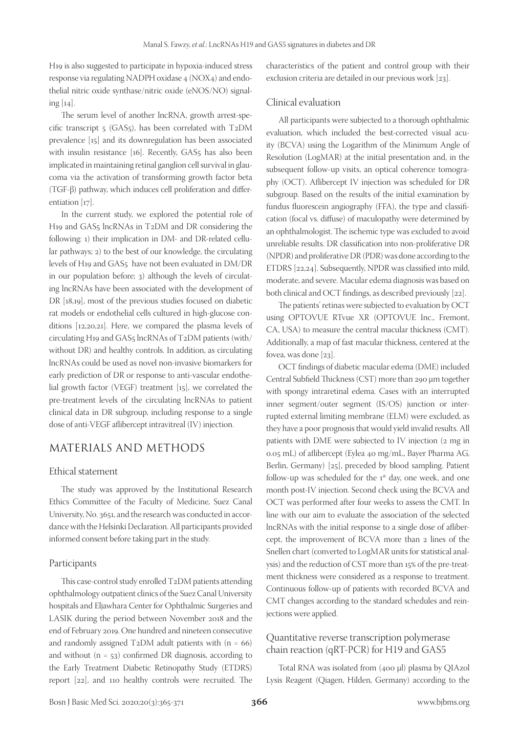H19 is also suggested to participate in hypoxia-induced stress response via regulating NADPH oxidase 4 (NOX4) and endothelial nitric oxide synthase/nitric oxide (eNOS/NO) signaling [14].

The serum level of another lncRNA, growth arrest-specific transcript 5 (GAS5), has been correlated with T2DM prevalence [15] and its downregulation has been associated with insulin resistance [16]. Recently, GAS5 has also been implicated in maintaining retinal ganglion cell survival in glaucoma via the activation of transforming growth factor beta (TGF-β) pathway, which induces cell proliferation and differentiation [17].

In the current study, we explored the potential role of H19 and GAS5 lncRNAs in T2DM and DR considering the following: 1) their implication in DM- and DR-related cellular pathways; 2) to the best of our knowledge, the circulating levels of H19 and GAS5 have not been evaluated in DM/DR in our population before; 3) although the levels of circulating lncRNAs have been associated with the development of DR [18,19], most of the previous studies focused on diabetic rat models or endothelial cells cultured in high-glucose conditions [12,20,21]. Here, we compared the plasma levels of circulating H19 and GAS5 lncRNAs of T2DM patients (with/without DR) and healthy controls. In addition, as circulating lncRNAs could be used as novel non-invasive biomarkers for early prediction of DR or response to anti-vascular endothelial growth factor (VEGF) treatment [15], we correlated the pre-treatment levels of the circulating lncRNAs to patient clinical data in DR subgroup, including response to a single dose of anti-VEGF aflibercept intravitreal (IV) injection.

## MATERIALS AND METHODS

### Ethical statement

The study was approved by the Institutional Research Ethics Committee of the Faculty of Medicine, Suez Canal University, No. 3651, and the research was conducted in accordance with the Helsinki Declaration. All participants provided informed consent before taking part in the study.

### Participants

This case-control study enrolled T2DM patients attending ophthalmology outpatient clinics of the Suez Canal University hospitals and Eljawhara Center for Ophthalmic Surgeries and LASIK during the period between November 2018 and the end of February 2019. One hundred and nineteen consecutive and randomly assigned T2DM adult patients with ($n = 66$) and without ($n = 53$) confirmed DR diagnosis, according to the Early Treatment Diabetic Retinopathy Study (ETDRS) report [22], and 110 healthy controls were recruited. The characteristics of the patient and control group with their exclusion criteria are detailed in our previous work [23].

### Clinical evaluation

All participants were subjected to a thorough ophthalmic evaluation, which included the best-corrected visual acuity (BCVA) using the Logarithm of the Minimum Angle of Resolution (LogMAR) at the initial presentation and, in the subsequent follow-up visits, an optical coherence tomography (OCT). Aflibercept IV injection was scheduled for DR subgroup. Based on the results of the initial examination by fundus fluorescein angiography (FFA), the type and classification (focal vs. diffuse) of maculopathy were determined by an ophthalmologist. The ischemic type was excluded to avoid unreliable results. DR classification into non-proliferative DR (NPDR) and proliferative DR (PDR) was done according to the ETDRS [22,24]. Subsequently, NPDR was classified into mild, moderate, and severe. Macular edema diagnosis was based on both clinical and OCT findings, as described previously [22].

The patients' retinas were subjected to evaluation by OCT using OPTOVUE RTvue XR (OPTOVUE Inc., Fremont, CA, USA) to measure the central macular thickness (CMT). Additionally, a map of fast macular thickness, centered at the fovea, was done [23].

OCT findings of diabetic macular edema (DME) included Central Subfield Thickness (CST) more than 290 µm together with spongy intraretinal edema. Cases with an interrupted inner segment/outer segment (IS/OS) junction or interrupted external limiting membrane (ELM) were excluded, as they have a poor prognosis that would yield invalid results. All patients with DME were subjected to IV injection (2 mg in 0.05 mL) of aflibercept (Eylea 40 mg/mL, Bayer Pharma AG, Berlin, Germany) [25], preceded by blood sampling. Patient follow-up was scheduled for the 1st day, one week, and one month post-IV injection. Second check using the BCVA and OCT was performed after four weeks to assess the CMT. In line with our aim to evaluate the association of the selected lncRNAs with the initial response to a single dose of aflibercept, the improvement of BCVA more than 2 lines of the Snellen chart (converted to LogMAR units for statistical analysis) and the reduction of CST more than 15% of the pre-treatment thickness were considered as a response to treatment. Continuous follow-up of patients with recorded BCVA and CMT changes according to the standard schedules and reinjections were applied.

### Quantitative reverse transcription polymerase chain reaction (qRT-PCR) for H19 and GAS5

Total RNA was isolated from (400 µl) plasma by QIAzol Lysis Reagent (Qiagen, Hilden, Germany) according to the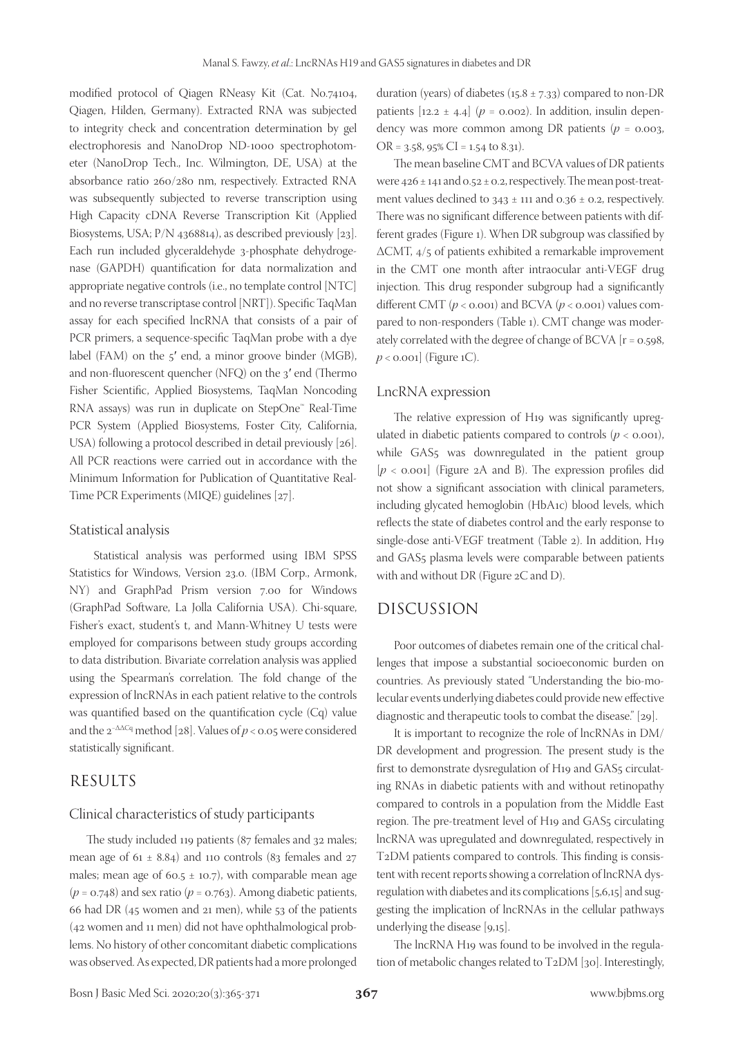modified protocol of Qiagen RNeasy Kit (Cat. No.74104, Qiagen, Hilden, Germany). Extracted RNA was subjected to integrity check and concentration determination by gel electrophoresis and NanoDrop ND-1000 spectrophotometer (NanoDrop Tech., Inc. Wilmington, DE, USA) at the absorbance ratio 260/280 nm, respectively. Extracted RNA was subsequently subjected to reverse transcription using High Capacity cDNA Reverse Transcription Kit (Applied Biosystems, USA; P/N 4368814), as described previously [23]. Each run included glyceraldehyde 3-phosphate dehydrogenase (GAPDH) quantification for data normalization and appropriate negative controls (i.e., no template control [NTC] and no reverse transcriptase control [NRT]). Specific TaqMan assay for each specified lncRNA that consists of a pair of PCR primers, a sequence-specific TaqMan probe with a dye label (FAM) on the 5′ end, a minor groove binder (MGB), and non-fluorescent quencher (NFQ) on the 3′ end (Thermo Fisher Scientific, Applied Biosystems, TaqMan Noncoding RNA assays) was run in duplicate on StepOne™ Real-Time PCR System (Applied Biosystems, Foster City, California, USA) following a protocol described in detail previously [26]. All PCR reactions were carried out in accordance with the Minimum Information for Publication of Quantitative Real-Time PCR Experiments (MIQE) guidelines [27].

### Statistical analysis

Statistical analysis was performed using IBM SPSS Statistics for Windows, Version 23.0. (IBM Corp., Armonk, NY) and GraphPad Prism version 7.00 for Windows (GraphPad Software, La Jolla California USA). Chi-square, Fisher's exact, student's t, and Mann-Whitney U tests were employed for comparisons between study groups according to data distribution. Bivariate correlation analysis was applied using the Spearman's correlation. The fold change of the expression of lncRNAs in each patient relative to the controls was quantified based on the quantification cycle (Cq) value and the $2^{-\Delta\Delta Cq}$ method [28]. Values of $p < 0.05$ were considered statistically significant.

## RESULTS

### Clinical characteristics of study participants

The study included 119 patients (87 females and 32 males; mean age of $61 \pm 8.84$) and 110 controls (83 females and 27 males; mean age of $60.5 \pm 10.7$), with comparable mean age ($p = 0.748$) and sex ratio ($p = 0.763$). Among diabetic patients, 66 had DR (45 women and 21 men), while 53 of the patients (42 women and 11 men) did not have ophthalmological problems. No history of other concomitant diabetic complications was observed. As expected, DR patients had a more prolonged duration (years) of diabetes ($15.8 \pm 7.33$) compared to non-DR patients [$12.2 \pm 4.4$] ($p = 0.002$). In addition, insulin dependency was more common among DR patients ($p = 0.003$, OR = 3.58, 95% CI = 1.54 to 8.31).

The mean baseline CMT and BCVA values of DR patients were $426 \pm 141$ and $0.52 \pm 0.2$, respectively. The mean post-treatment values declined to $343 \pm 111$ and $0.36 \pm 0.2$, respectively. There was no significant difference between patients with different grades (Figure 1). When DR subgroup was classified by ΔCMT, 4/5 of patients exhibited a remarkable improvement in the CMT one month after intraocular anti-VEGF drug injection. This drug responder subgroup had a significantly different CMT ($p < 0.001$) and BCVA ($p < 0.001$) values compared to non-responders (Table 1). CMT change was moderately correlated with the degree of change of BCVA [$r = 0.598$, $p < 0.001$] (Figure 1C).

### LncRNA expression

The relative expression of H19 was significantly upregulated in diabetic patients compared to controls ($p < 0.001$), while GAS5 was downregulated in the patient group [$p < 0.001$] (Figure 2A and B). The expression profiles did not show a significant association with clinical parameters, including glycated hemoglobin (HbA1c) blood levels, which reflects the state of diabetes control and the early response to single-dose anti-VEGF treatment (Table 2). In addition, H19 and GAS5 plasma levels were comparable between patients with and without DR (Figure 2C and D).

## DISCUSSION

Poor outcomes of diabetes remain one of the critical challenges that impose a substantial socioeconomic burden on countries. As previously stated "Understanding the bio-molecular events underlying diabetes could provide new effective diagnostic and therapeutic tools to combat the disease." [29].

It is important to recognize the role of lncRNAs in DM/DR development and progression. The present study is the first to demonstrate dysregulation of H19 and GAS5 circulating RNAs in diabetic patients with and without retinopathy compared to controls in a population from the Middle East region. The pre-treatment level of H19 and GAS5 circulating lncRNA was upregulated and downregulated, respectively in T2DM patients compared to controls. This finding is consistent with recent reports showing a correlation of lncRNA dysregulation with diabetes and its complications [5,6,15] and suggesting the implication of lncRNAs in the cellular pathways underlying the disease [9,15].

The lncRNA H19 was found to be involved in the regulation of metabolic changes related to T2DM [30]. Interestingly,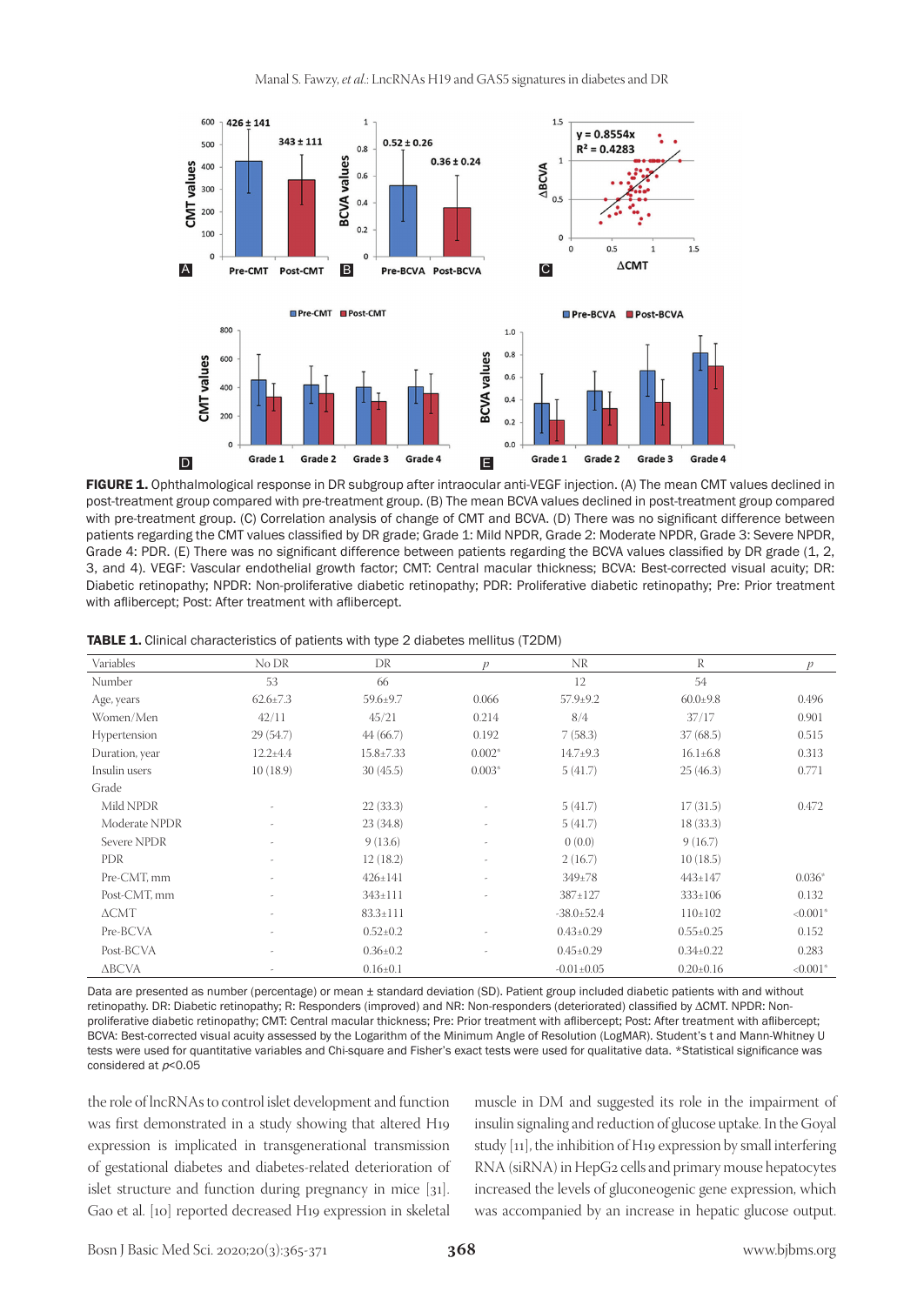**FIGURE 1.** Ophthalmological response in DR subgroup after intraocular anti-VEGF injection. (A) The mean CMT values declined in post-treatment group compared with pre-treatment group. (B) The mean BCVA values declined in post-treatment group compared with pre-treatment group. (C) Correlation analysis of change of CMT and BCVA. (D) There was no significant difference between patients regarding the CMT values classified by DR grade; Grade 1: Mild NPDR, Grade 2: Moderate NPDR, Grade 3: Severe NPDR, Grade 4: PDR. (E) There was no significant difference between patients regarding the BCVA values classified by DR grade (1, 2, 3, and 4). VEGF: Vascular endothelial growth factor; CMT: Central macular thickness; BCVA: Best-corrected visual acuity; DR: Diabetic retinopathy; NPDR: Non-proliferative diabetic retinopathy; PDR: Proliferative diabetic retinopathy; Pre: Prior treatment with aflibercept; Post: After treatment with aflibercept.

**TABLE 1.** Clinical characteristics of patients with type 2 diabetes mellitus (T2DM)

| Variables | No DR | DR | *p* | NR | R | *p* |
|---|---|---|---|---|---|---|
| Number | 53 | 66 | | 12 | 54 | |
| Age, years | 62.6±7.3 | 59.6±9.7 | 0.066 | 57.9±9.2 | 60.0±9.8 | 0.496 |
| Women/Men | 42/11 | 45/21 | 0.214 | 8/4 | 37/17 | 0.901 |
| Hypertension | 29 (54.7) | 44 (66.7) | 0.192 | 7 (58.3) | 37 (68.5) | 0.515 |
| Duration, year | 12.2±4.4 | 15.8±7.33 | 0.002* | 14.7±9.3 | 16.1±6.8 | 0.313 |
| Insulin users | 10 (18.9) | 30 (45.5) | 0.003* | 5 (41.7) | 25 (46.3) | 0.771 |
| Grade | | | | | | |
| Mild NPDR | - | 22 (33.3) | - | 5 (41.7) | 17 (31.5) | 0.472 |
| Moderate NPDR | - | 23 (34.8) | - | 5 (41.7) | 18 (33.3) | |
| Severe NPDR | - | 9 (13.6) | - | 0 (0.0) | 9 (16.7) | |
| PDR | - | 12 (18.2) | - | 2 (16.7) | 10 (18.5) | |
| Pre-CMT, mm | - | 426±141 | - | 349±78 | 443±147 | 0.036* |
| Post-CMT, mm | - | 343±111 | - | 387±127 | 333±106 | 0.132 |
| ΔCMT | - | 83.3±111 | | -38.0±52.4 | 110±102 | <0.001* |
| Pre-BCVA | - | 0.52±0.2 | - | 0.43±0.29 | 0.55±0.25 | 0.152 |
| Post-BCVA | - | 0.36±0.2 | - | 0.45±0.29 | 0.34±0.22 | 0.283 |
| ΔBCVA | - | 0.16±0.1 | | -0.01±0.05 | 0.20±0.16 | <0.001* |

Data are presented as number (percentage) or mean ± standard deviation (SD). Patient group included diabetic patients with and without retinopathy. DR: Diabetic retinopathy; R: Responders (improved) and NR: Non-responders (deteriorated) classified by ΔCMT. NPDR: Non-proliferative diabetic retinopathy; CMT: Central macular thickness; Pre: Prior treatment with aflibercept; Post: After treatment with aflibercept; BCVA: Best-corrected visual acuity assessed by the Logarithm of the Minimum Angle of Resolution (LogMAR). Student's t and Mann-Whitney U tests were used for quantitative variables and Chi-square and Fisher's exact tests were used for qualitative data. *Statistical significance was considered at $p<0.05$

the role of lncRNAs to control islet development and function was first demonstrated in a study showing that altered H19 expression is implicated in transgenerational transmission of gestational diabetes and diabetes-related deterioration of islet structure and function during pregnancy in mice [31]. Gao et al. [10] reported decreased H19 expression in skeletal muscle in DM and suggested its role in the impairment of insulin signaling and reduction of glucose uptake. In the Goyal study [11], the inhibition of H19 expression by small interfering RNA (siRNA) in HepG2 cells and primary mouse hepatocytes increased the levels of gluconeogenic gene expression, which was accompanied by an increase in hepatic glucose output.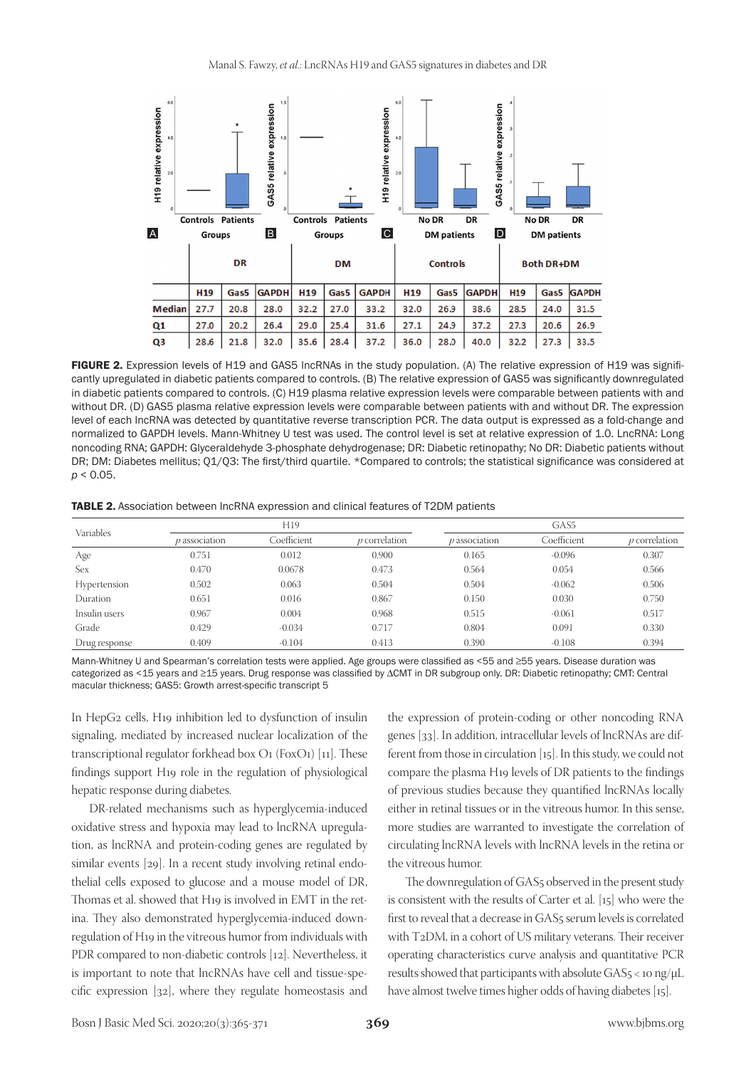| | DR | | | DM | | | Controls | | | Both DR+DM | | |
|---|---|---|---|---|---|---|---|---|---|---|---|---|
| | H19 | Gas5 | GAPDH | H19 | Gas5 | GAPDH | H19 | Gas5 | GAPDH | H19 | Gas5 | GAPDH |
| Median | 27.7 | 20.8 | 28.0 | 32.2 | 27.0 | 33.2 | 32.0 | 26.9 | 38.6 | 28.5 | 24.0 | 31.5 |
| Q1 | 27.0 | 20.2 | 26.4 | 29.0 | 25.4 | 31.6 | 27.1 | 24.9 | 37.2 | 27.3 | 20.6 | 26.9 |
| Q3 | 28.6 | 21.8 | 32.0 | 35.6 | 28.4 | 37.2 | 36.0 | 28.0 | 40.0 | 32.2 | 27.3 | 33.5 |

**FIGURE 2.** Expression levels of H19 and GAS5 lncRNAs in the study population. (A) The relative expression of H19 was significantly upregulated in diabetic patients compared to controls. (B) The relative expression of GAS5 was significantly downregulated in diabetic patients compared to controls. (C) H19 plasma relative expression levels were comparable between patients with and without DR. (D) GAS5 plasma relative expression levels were comparable between patients with and without DR. The expression level of each lncRNA was detected by quantitative reverse transcription PCR. The data output is expressed as a fold-change and normalized to GAPDH levels. Mann-Whitney U test was used. The control level is set at relative expression of 1.0. LncRNA: Long noncoding RNA; GAPDH: Glyceraldehyde 3-phosphate dehydrogenase; DR: Diabetic retinopathy; No DR: Diabetic patients without DR; DM: Diabetes mellitus; Q1/Q3: The first/third quartile. *Compared to controls; the statistical significance was considered at $p < 0.05$.

**TABLE 2.** Association between lncRNA expression and clinical features of T2DM patients

| Variables | H19 | | | GAS5 | | |
|---|---|---|---|---|---|---|
| | *p* association | Coefficient | *p* correlation | *p* association | Coefficient | *p* correlation |
| Age | 0.751 | 0.012 | 0.900 | 0.165 | -0.096 | 0.307 |
| Sex | 0.470 | 0.0678 | 0.473 | 0.564 | 0.054 | 0.566 |
| Hypertension | 0.502 | 0.063 | 0.504 | 0.504 | -0.062 | 0.506 |
| Duration | 0.651 | 0.016 | 0.867 | 0.150 | 0.030 | 0.750 |
| Insulin users | 0.967 | 0.004 | 0.968 | 0.515 | -0.061 | 0.517 |
| Grade | 0.429 | -0.034 | 0.717 | 0.804 | 0.091 | 0.330 |
| Drug response | 0.409 | -0.104 | 0.413 | 0.390 | -0.108 | 0.394 |

Mann-Whitney U and Spearman's correlation tests were applied. Age groups were classified as <55 and ≥55 years. Disease duration was categorized as <15 years and ≥15 years. Drug response was classified by ΔCMT in DR subgroup only. DR: Diabetic retinopathy; CMT: Central macular thickness; GAS5: Growth arrest-specific transcript 5

In HepG2 cells, H19 inhibition led to dysfunction of insulin signaling, mediated by increased nuclear localization of the transcriptional regulator forkhead box O1 (FoxO1) [11]. These findings support H19 role in the regulation of physiological hepatic response during diabetes.

DR-related mechanisms such as hyperglycemia-induced oxidative stress and hypoxia may lead to lncRNA upregulation, as lncRNA and protein-coding genes are regulated by similar events [29]. In a recent study involving retinal endothelial cells exposed to glucose and a mouse model of DR, Thomas et al. showed that H19 is involved in EMT in the retina. They also demonstrated hyperglycemia-induced downregulation of H19 in the vitreous humor from individuals with PDR compared to non-diabetic controls [12]. Nevertheless, it is important to note that lncRNAs have cell and tissue-specific expression [32], where they regulate homeostasis and the expression of protein-coding or other noncoding RNA genes [33]. In addition, intracellular levels of lncRNAs are different from those in circulation [15]. In this study, we could not compare the plasma H19 levels of DR patients to the findings of previous studies because they quantified lncRNAs locally either in retinal tissues or in the vitreous humor. In this sense, more studies are warranted to investigate the correlation of circulating lncRNA levels with lncRNA levels in the retina or the vitreous humor.

The downregulation of GAS5 observed in the present study is consistent with the results of Carter et al. [15] who were the first to reveal that a decrease in GAS5 serum levels is correlated with T2DM, in a cohort of US military veterans. Their receiver operating characteristics curve analysis and quantitative PCR results showed that participants with absolute GAS5 < 10 ng/μL have almost twelve times higher odds of having diabetes [15].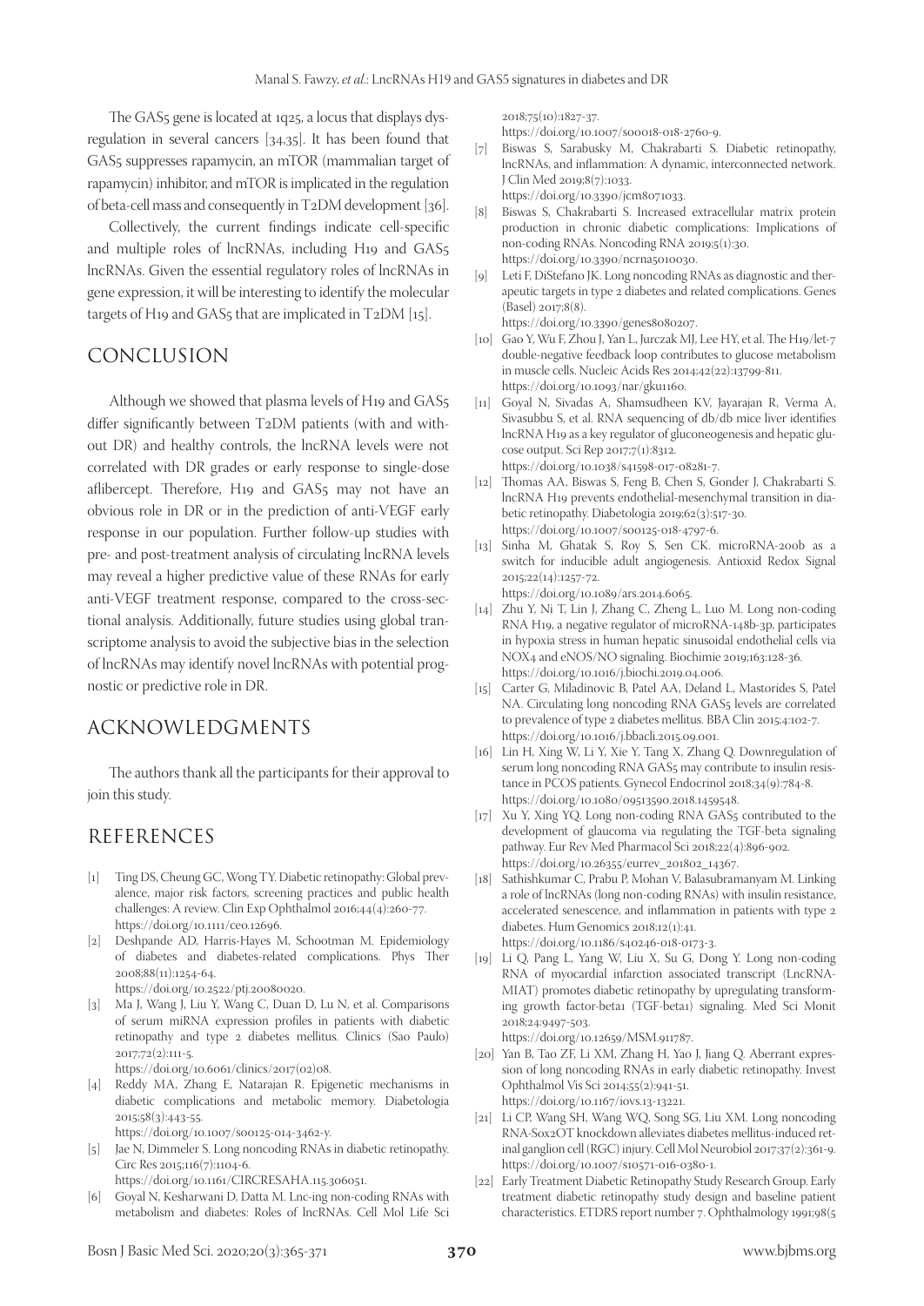The GAS5 gene is located at 1q25, a locus that displays dysregulation in several cancers [34,35]. It has been found that GAS5 suppresses rapamycin, an mTOR (mammalian target of rapamycin) inhibitor, and mTOR is implicated in the regulation of beta-cell mass and consequently in T2DM development [36].

Collectively, the current findings indicate cell-specific and multiple roles of lncRNAs, including H19 and GAS5 lncRNAs. Given the essential regulatory roles of lncRNAs in gene expression, it will be interesting to identify the molecular targets of H19 and GAS5 that are implicated in T2DM [15].

## CONCLUSION

Although we showed that plasma levels of H19 and GAS5 differ significantly between T2DM patients (with and without DR) and healthy controls, the lncRNA levels were not correlated with DR grades or early response to single-dose aflibercept. Therefore, H19 and GAS5 may not have an obvious role in DR or in the prediction of anti-VEGF early response in our population. Further follow-up studies with pre- and post-treatment analysis of circulating lncRNA levels may reveal a higher predictive value of these RNAs for early anti-VEGF treatment response, compared to the cross-sectional analysis. Additionally, future studies using global transcriptome analysis to avoid the subjective bias in the selection of lncRNAs may identify novel lncRNAs with potential prognostic or predictive role in DR.

## ACKNOWLEDGMENTS

The authors thank all the participants for their approval to join this study.

## REFERENCES

[1] Ting DS, Cheung GC, Wong TY. Diabetic retinopathy: Global prevalence, major risk factors, screening practices and public health challenges: A review. Clin Exp Ophthalmol 2016;44(4):260-77. https://doi.org/10.1111/ceo.12696.

[2] Deshpande AD, Harris-Hayes M, Schootman M. Epidemiology of diabetes and diabetes-related complications. Phys Ther 2008;88(11):1254-64. https://doi.org/10.2522/ptj.20080020.

[3] Ma J, Wang J, Liu Y, Wang C, Duan D, Lu N, et al. Comparisons of serum miRNA expression profiles in patients with diabetic retinopathy and type 2 diabetes mellitus. Clinics (Sao Paulo) 2017;72(2):111-5. https://doi.org/10.6061/clinics/2017(02)08.

[4] Reddy MA, Zhang E, Natarajan R. Epigenetic mechanisms in diabetic complications and metabolic memory. Diabetologia 2015;58(3):443-55. https://doi.org/10.1007/s00125-014-3462-y.

[5] Jae N, Dimmeler S. Long noncoding RNAs in diabetic retinopathy. Circ Res 2015;116(7):1104-6. https://doi.org/10.1161/CIRCRESAHA.115.306051.

[6] Goyal N, Kesharwani D, Datta M. Lnc-ing non-coding RNAs with metabolism and diabetes: Roles of lncRNAs. Cell Mol Life Sci 2018;75(10):1827-37. https://doi.org/10.1007/s00018-018-2760-9.

[7] Biswas S, Sarabusky M, Chakrabarti S. Diabetic retinopathy, lncRNAs, and inflammation: A dynamic, interconnected network. J Clin Med 2019;8(7):1033. https://doi.org/10.3390/jcm8071033.

[8] Biswas S, Chakrabarti S. Increased extracellular matrix protein production in chronic diabetic complications: Implications of non-coding RNAs. Noncoding RNA 2019;5(1):30. https://doi.org/10.3390/ncrna5010030.

[9] Leti F, DiStefano JK. Long noncoding RNAs as diagnostic and therapeutic targets in type 2 diabetes and related complications. Genes (Basel) 2017;8(8). https://doi.org/10.3390/genes8080207.

[10] Gao Y, Wu F, Zhou J, Yan L, Jurczak MJ, Lee HY, et al. The H19/let-7 double-negative feedback loop contributes to glucose metabolism in muscle cells. Nucleic Acids Res 2014;42(22):13799-811. https://doi.org/10.1093/nar/gku1160.

[11] Goyal N, Sivadas A, Shamsudheen KV, Jayarajan R, Verma A, Sivasubbu S, et al. RNA sequencing of db/db mice liver identifies lncRNA H19 as a key regulator of gluconeogenesis and hepatic glucose output. Sci Rep 2017;7(1):8312. https://doi.org/10.1038/s41598-017-08281-7.

[12] Thomas AA, Biswas S, Feng B, Chen S, Gonder J, Chakrabarti S. lncRNA H19 prevents endothelial-mesenchymal transition in diabetic retinopathy. Diabetologia 2019;62(3):517-30. https://doi.org/10.1007/s00125-018-4797-6.

[13] Sinha M, Ghatak S, Roy S, Sen CK. microRNA-200b as a switch for inducible adult angiogenesis. Antioxid Redox Signal 2015;22(14):1257-72. https://doi.org/10.1089/ars.2014.6065.

[14] Zhu Y, Ni T, Lin J, Zhang C, Zheng L, Luo M. Long non-coding RNA H19, a negative regulator of microRNA-148b-3p, participates in hypoxia stress in human hepatic sinusoidal endothelial cells via NOX4 and eNOS/NO signaling. Biochimie 2019;163:128-36. https://doi.org/10.1016/j.biochi.2019.04.006.

[15] Carter G, Miladinovic B, Patel AA, Deland L, Mastorides S, Patel NA. Circulating long noncoding RNA GAS5 levels are correlated to prevalence of type 2 diabetes mellitus. BBA Clin 2015;4:102-7. https://doi.org/10.1016/j.bbacli.2015.09.001.

[16] Lin H, Xing W, Li Y, Xie Y, Tang X, Zhang Q. Downregulation of serum long noncoding RNA GAS5 may contribute to insulin resistance in PCOS patients. Gynecol Endocrinol 2018;34(9):784-8. https://doi.org/10.1080/09513590.2018.1459548.

[17] Xu Y, Xing YQ. Long non-coding RNA GAS5 contributed to the development of glaucoma via regulating the TGF-beta signaling pathway. Eur Rev Med Pharmacol Sci 2018;22(4):896-902. https://doi.org/10.26355/eurrev_201802_14367.

[18] Sathishkumar C, Prabu P, Mohan V, Balasubramanyam M. Linking a role of lncRNAs (long non-coding RNAs) with insulin resistance, accelerated senescence, and inflammation in patients with type 2 diabetes. Hum Genomics 2018;12(1):41. https://doi.org/10.1186/s40246-018-0173-3.

[19] Li Q, Pang L, Yang W, Liu X, Su G, Dong Y. Long non-coding RNA of myocardial infarction associated transcript (LncRNA-MIAT) promotes diabetic retinopathy by upregulating transforming growth factor-beta1 (TGF-beta1) signaling. Med Sci Monit 2018;24:9497-503. https://doi.org/10.12659/MSM.911787.

[20] Yan B, Tao ZF, Li XM, Zhang H, Yao J, Jiang Q. Aberrant expression of long noncoding RNAs in early diabetic retinopathy. Invest Ophthalmol Vis Sci 2014;55(2):941-51. https://doi.org/10.1167/iovs.13-13221.

[21] Li CP, Wang SH, Wang WQ, Song SG, Liu XM. Long noncoding RNA-Sox2OT knockdown alleviates diabetes mellitus-induced retinal ganglion cell (RGC) injury. Cell Mol Neurobiol 2017;37(2):361-9. https://doi.org/10.1007/s10571-016-0380-1.

[22] Early Treatment Diabetic Retinopathy Study Research Group. Early treatment diabetic retinopathy study design and baseline patient characteristics. ETDRS report number 7. Ophthalmology 1991;98(5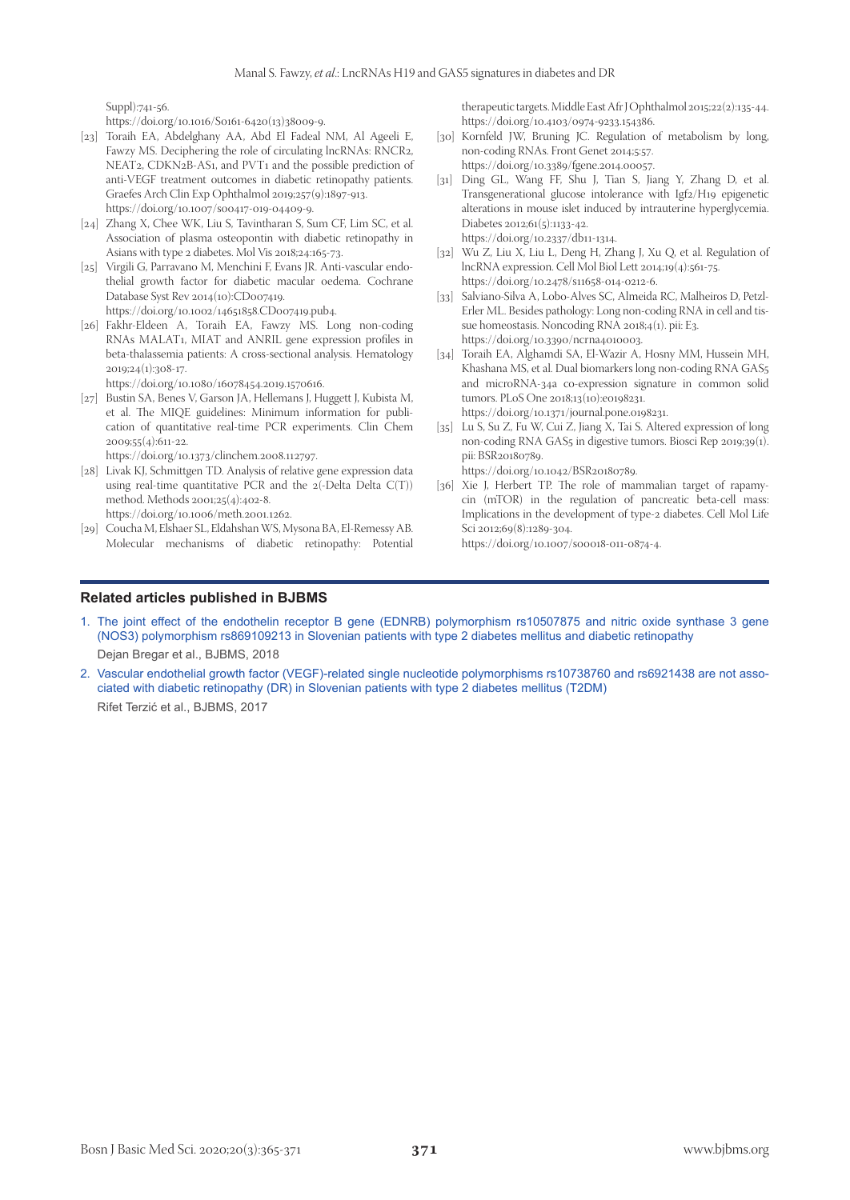Suppl):741-56.
https://doi.org/10.1016/S0161-6420(13)38009-9.

[23] Toraih EA, Abdelghany AA, Abd El Fadeal NM, Al Ageeli E, Fawzy MS. Deciphering the role of circulating lncRNAs: RNCR2, NEAT2, CDKN2B-AS1, and PVT1 and the possible prediction of anti-VEGF treatment outcomes in diabetic retinopathy patients. Graefes Arch Clin Exp Ophthalmol 2019;257(9):1897-913.
https://doi.org/10.1007/s00417-019-04409-9.

[24] Zhang X, Chee WK, Liu S, Tavintharan S, Sum CF, Lim SC, et al. Association of plasma osteopontin with diabetic retinopathy in Asians with type 2 diabetes. Mol Vis 2018;24:165-73.

[25] Virgili G, Parravano M, Menchini F, Evans JR. Anti-vascular endothelial growth factor for diabetic macular oedema. Cochrane Database Syst Rev 2014(10):CD007419.
https://doi.org/10.1002/14651858.CD007419.pub4.

[26] Fakhr-Eldeen A, Toraih EA, Fawzy MS. Long non-coding RNAs MALAT1, MIAT and ANRIL gene expression profiles in beta-thalassemia patients: A cross-sectional analysis. Hematology 2019;24(1):308-17.
https://doi.org/10.1080/16078454.2019.1570616.

[27] Bustin SA, Benes V, Garson JA, Hellemans J, Huggett J, Kubista M, et al. The MIQE guidelines: Minimum information for publication of quantitative real-time PCR experiments. Clin Chem 2009;55(4):611-22.
https://doi.org/10.1373/clinchem.2008.112797.

[28] Livak KJ, Schmittgen TD. Analysis of relative gene expression data using real-time quantitative PCR and the 2(-Delta Delta C(T)) method. Methods 2001;25(4):402-8.
https://doi.org/10.1006/meth.2001.1262.

[29] Coucha M, Elshaer SL, Eldahshan WS, Mysona BA, El-Remessy AB. Molecular mechanisms of diabetic retinopathy: Potential therapeutic targets. Middle East Afr J Ophthalmol 2015;22(2):135-44.
https://doi.org/10.4103/0974-9233.154386.

[30] Kornfeld JW, Bruning JC. Regulation of metabolism by long, non-coding RNAs. Front Genet 2014;5:57.
https://doi.org/10.3389/fgene.2014.00057.

[31] Ding GL, Wang FF, Shu J, Tian S, Jiang Y, Zhang D, et al. Transgenerational glucose intolerance with Igf2/H19 epigenetic alterations in mouse islet induced by intrauterine hyperglycemia. Diabetes 2012;61(5):1133-42.
https://doi.org/10.2337/db11-1314.

[32] Wu Z, Liu X, Liu L, Deng H, Zhang J, Xu Q, et al. Regulation of lncRNA expression. Cell Mol Biol Lett 2014;19(4):561-75.
https://doi.org/10.2478/s11658-014-0212-6.

[33] Salviano-Silva A, Lobo-Alves SC, Almeida RC, Malheiros D, Petzl-Erler ML. Besides pathology: Long non-coding RNA in cell and tissue homeostasis. Noncoding RNA 2018;4(1). pii: E3.
https://doi.org/10.3390/ncrna4010003.

[34] Toraih EA, Alghamdi SA, El-Wazir A, Hosny MM, Hussein MH, Khashana MS, et al. Dual biomarkers long non-coding RNA GAS5 and microRNA-34a co-expression signature in common solid tumors. PLoS One 2018;13(10):e0198231.
https://doi.org/10.1371/journal.pone.0198231.

[35] Lu S, Su Z, Fu W, Cui Z, Jiang X, Tai S. Altered expression of long non-coding RNA GAS5 in digestive tumors. Biosci Rep 2019;39(1). pii: BSR20180789.
https://doi.org/10.1042/BSR20180789.

[36] Xie J, Herbert TP. The role of mammalian target of rapamycin (mTOR) in the regulation of pancreatic beta-cell mass: Implications in the development of type-2 diabetes. Cell Mol Life Sci 2012;69(8):1289-304.
https://doi.org/10.1007/s00018-011-0874-4.

## Related articles published in BJBMS

1. The joint effect of the endothelin receptor B gene (EDNRB) polymorphism rs10507875 and nitric oxide synthase 3 gene (NOS3) polymorphism rs869109213 in Slovenian patients with type 2 diabetes mellitus and diabetic retinopathy
   Dejan Bregar et al., BJBMS, 2018

2. Vascular endothelial growth factor (VEGF)-related single nucleotide polymorphisms rs10738760 and rs6921438 are not associated with diabetic retinopathy (DR) in Slovenian patients with type 2 diabetes mellitus (T2DM)
   Rifet Terzić et al., BJBMS, 2017